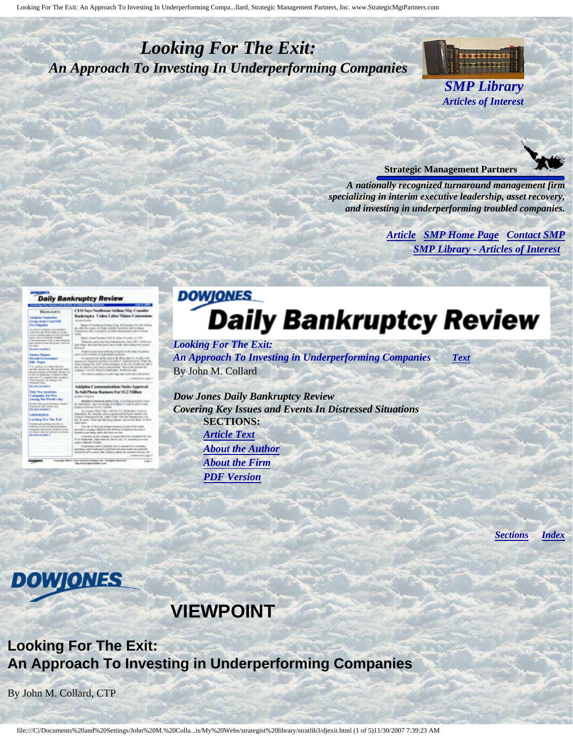# *Looking For The Exit:*
## *An Approach To Investing In Underperforming Companies*

***SMP Library***
***Articles of Interest***

**Strategic Management Partners**

***A nationally recognized turnaround management firm specializing in interim executive leadership, asset recovery, and investing in underperforming troubled companies.***

***Article*** ***SMP Home Page*** ***Contact SMP***
***SMP Library - Articles of Interest***

**DOWJONES Daily Bankruptcy Review**

***Looking For The Exit:***
***An Approach To Investing in Underperforming Companies*** ***Text***
By John M. Collard

***Dow Jones Daily Bankruptcy Review***
***Covering Key Issues and Events In Distressed Situations***

**SECTIONS:**

- ***Article Text***
- ***About the Author***
- ***About the Firm***
- ***PDF Version***

***Sections*** ***Index***

**DOWJONES**

# VIEWPOINT

## Looking For The Exit:
## An Approach To Investing in Underperforming Companies

By John M. Collard, CTP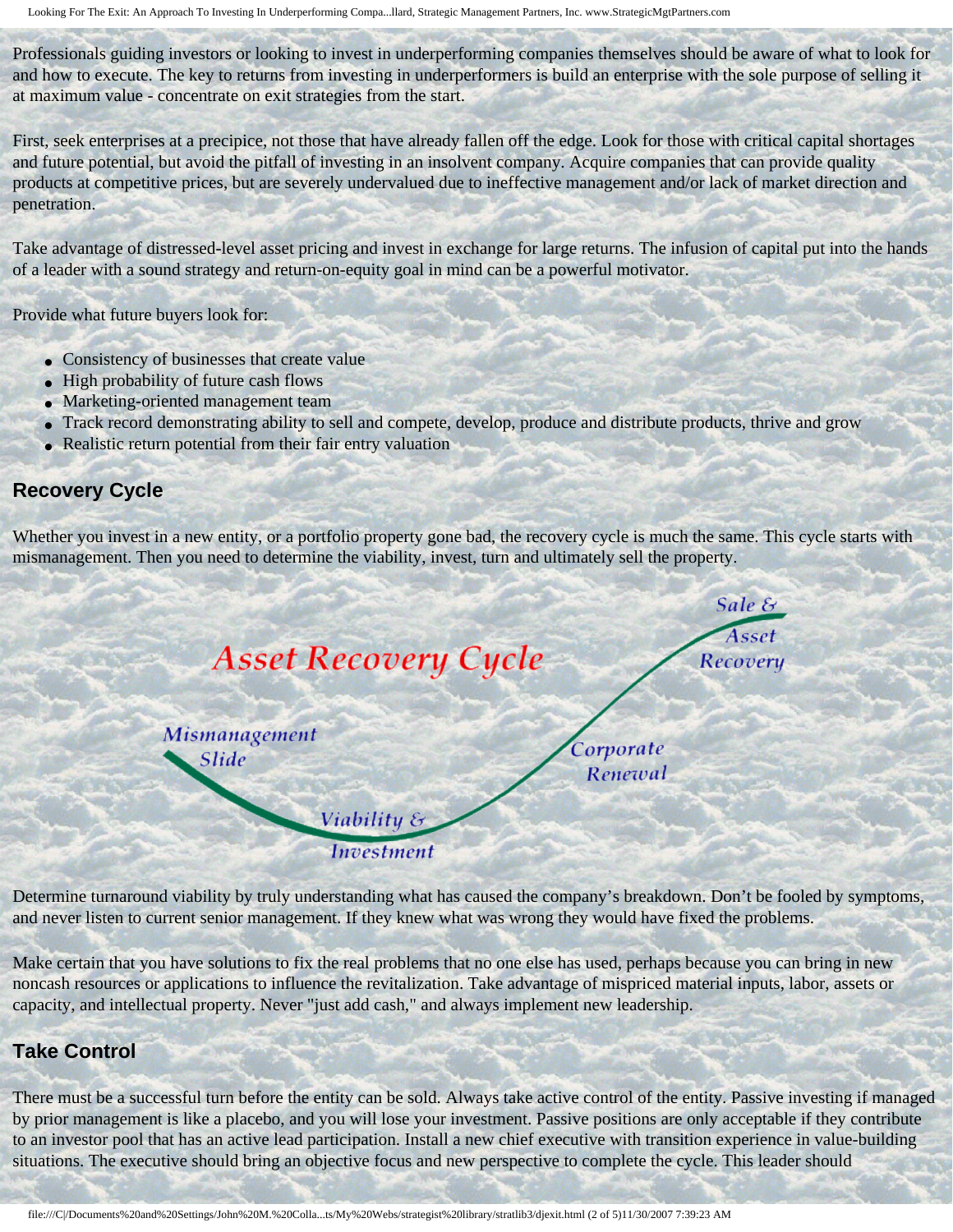Professionals guiding investors or looking to invest in underperforming companies themselves should be aware of what to look for and how to execute. The key to returns from investing in underperformers is build an enterprise with the sole purpose of selling it at maximum value - concentrate on exit strategies from the start.

First, seek enterprises at a precipice, not those that have already fallen off the edge. Look for those with critical capital shortages and future potential, but avoid the pitfall of investing in an insolvent company. Acquire companies that can provide quality products at competitive prices, but are severely undervalued due to ineffective management and/or lack of market direction and penetration.

Take advantage of distressed-level asset pricing and invest in exchange for large returns. The infusion of capital put into the hands of a leader with a sound strategy and return-on-equity goal in mind can be a powerful motivator.

Provide what future buyers look for:

- Consistency of businesses that create value
- High probability of future cash flows
- Marketing-oriented management team
- Track record demonstrating ability to sell and compete, develop, produce and distribute products, thrive and grow
- Realistic return potential from their fair entry valuation

## Recovery Cycle

Whether you invest in a new entity, or a portfolio property gone bad, the recovery cycle is much the same. This cycle starts with mismanagement. Then you need to determine the viability, invest, turn and ultimately sell the property.

Asset Recovery Cycle

Mismanagement Slide — Viability & Investment — Corporate Renewal — Sale & Asset Recovery

Determine turnaround viability by truly understanding what has caused the company's breakdown. Don't be fooled by symptoms, and never listen to current senior management. If they knew what was wrong they would have fixed the problems.

Make certain that you have solutions to fix the real problems that no one else has used, perhaps because you can bring in new noncash resources or applications to influence the revitalization. Take advantage of mispriced material inputs, labor, assets or capacity, and intellectual property. Never "just add cash," and always implement new leadership.

## Take Control

There must be a successful turn before the entity can be sold. Always take active control of the entity. Passive investing if managed by prior management is like a placebo, and you will lose your investment. Passive positions are only acceptable if they contribute to an investor pool that has an active lead participation. Install a new chief executive with transition experience in value-building situations. The executive should bring an objective focus and new perspective to complete the cycle. This leader should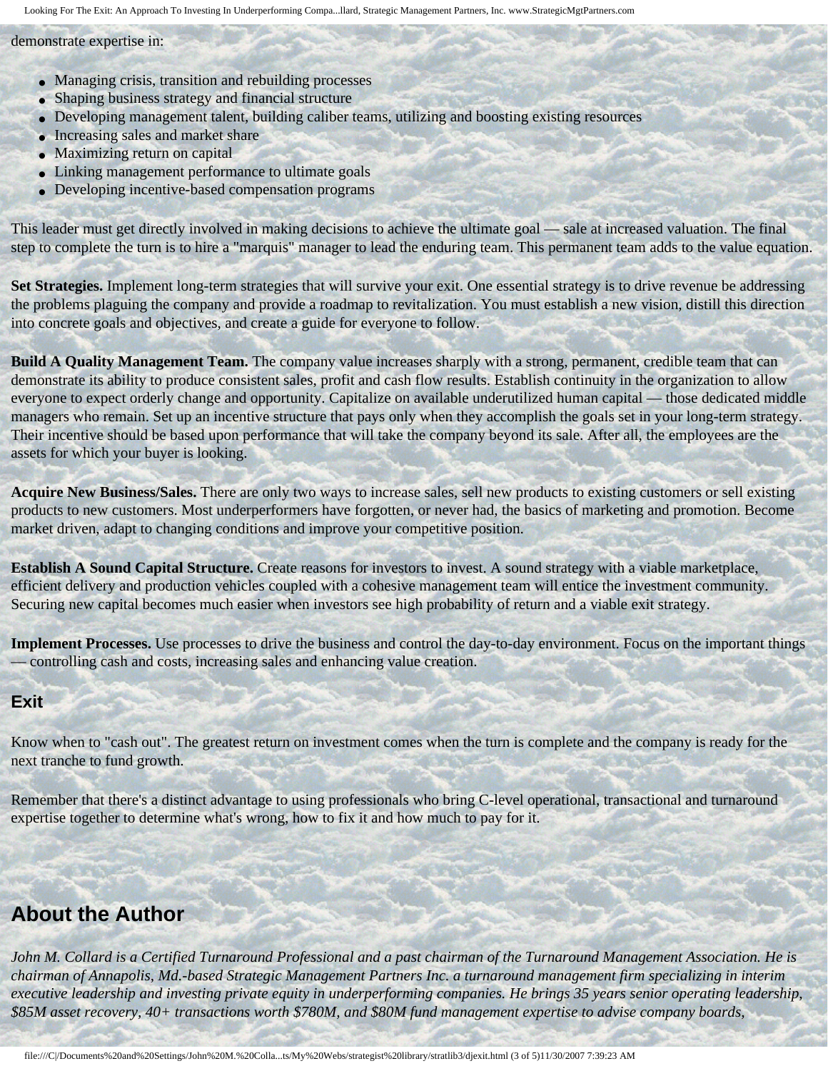demonstrate expertise in:

- Managing crisis, transition and rebuilding processes
- Shaping business strategy and financial structure
- Developing management talent, building caliber teams, utilizing and boosting existing resources
- Increasing sales and market share
- Maximizing return on capital
- Linking management performance to ultimate goals
- Developing incentive-based compensation programs

This leader must get directly involved in making decisions to achieve the ultimate goal — sale at increased valuation. The final step to complete the turn is to hire a "marquis" manager to lead the enduring team. This permanent team adds to the value equation.

**Set Strategies.** Implement long-term strategies that will survive your exit. One essential strategy is to drive revenue be addressing the problems plaguing the company and provide a roadmap to revitalization. You must establish a new vision, distill this direction into concrete goals and objectives, and create a guide for everyone to follow.

**Build A Quality Management Team.** The company value increases sharply with a strong, permanent, credible team that can demonstrate its ability to produce consistent sales, profit and cash flow results. Establish continuity in the organization to allow everyone to expect orderly change and opportunity. Capitalize on available underutilized human capital — those dedicated middle managers who remain. Set up an incentive structure that pays only when they accomplish the goals set in your long-term strategy. Their incentive should be based upon performance that will take the company beyond its sale. After all, the employees are the assets for which your buyer is looking.

**Acquire New Business/Sales.** There are only two ways to increase sales, sell new products to existing customers or sell existing products to new customers. Most underperformers have forgotten, or never had, the basics of marketing and promotion. Become market driven, adapt to changing conditions and improve your competitive position.

**Establish A Sound Capital Structure.** Create reasons for investors to invest. A sound strategy with a viable marketplace, efficient delivery and production vehicles coupled with a cohesive management team will entice the investment community. Securing new capital becomes much easier when investors see high probability of return and a viable exit strategy.

**Implement Processes.** Use processes to drive the business and control the day-to-day environment. Focus on the important things — controlling cash and costs, increasing sales and enhancing value creation.

### Exit

Know when to "cash out". The greatest return on investment comes when the turn is complete and the company is ready for the next tranche to fund growth.

Remember that there's a distinct advantage to using professionals who bring C-level operational, transactional and turnaround expertise together to determine what's wrong, how to fix it and how much to pay for it.

## About the Author

*John M. Collard is a Certified Turnaround Professional and a past chairman of the Turnaround Management Association. He is chairman of Annapolis, Md.-based Strategic Management Partners Inc. a turnaround management firm specializing in interim executive leadership and investing private equity in underperforming companies. He brings 35 years senior operating leadership, $85M asset recovery, 40+ transactions worth $780M, and $80M fund management expertise to advise company boards,*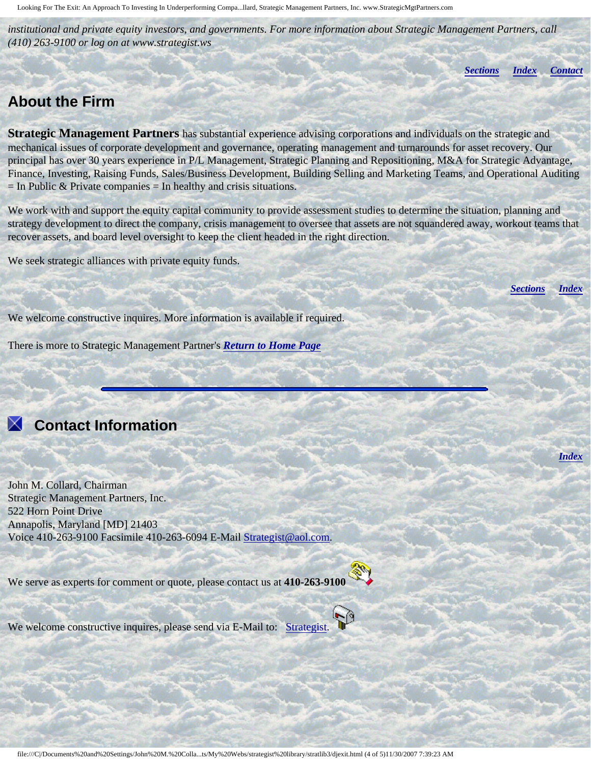*institutional and private equity investors, and governments. For more information about Strategic Management Partners, call (410) 263-9100 or log on at www.strategist.ws*

***Sections*** ***Index*** ***Contact***

## About the Firm

**Strategic Management Partners** has substantial experience advising corporations and individuals on the strategic and mechanical issues of corporate development and governance, operating management and turnarounds for asset recovery. Our principal has over 30 years experience in P/L Management, Strategic Planning and Repositioning, M&A for Strategic Advantage, Finance, Investing, Raising Funds, Sales/Business Development, Building Selling and Marketing Teams, and Operational Auditing = In Public & Private companies = In healthy and crisis situations.

We work with and support the equity capital community to provide assessment studies to determine the situation, planning and strategy development to direct the company, crisis management to oversee that assets are not squandered away, workout teams that recover assets, and board level oversight to keep the client headed in the right direction.

We seek strategic alliances with private equity funds.

***Sections*** ***Index***

We welcome constructive inquires. More information is available if required.

There is more to Strategic Management Partner's ***Return to Home Page***

---

## Contact Information

***Index***

John M. Collard, Chairman
Strategic Management Partners, Inc.
522 Horn Point Drive
Annapolis, Maryland [MD] 21403
Voice 410-263-9100 Facsimile 410-263-6094 E-Mail Strategist@aol.com.

We serve as experts for comment or quote, please contact us at **410-263-9100**

We welcome constructive inquires, please send via E-Mail to: Strategist.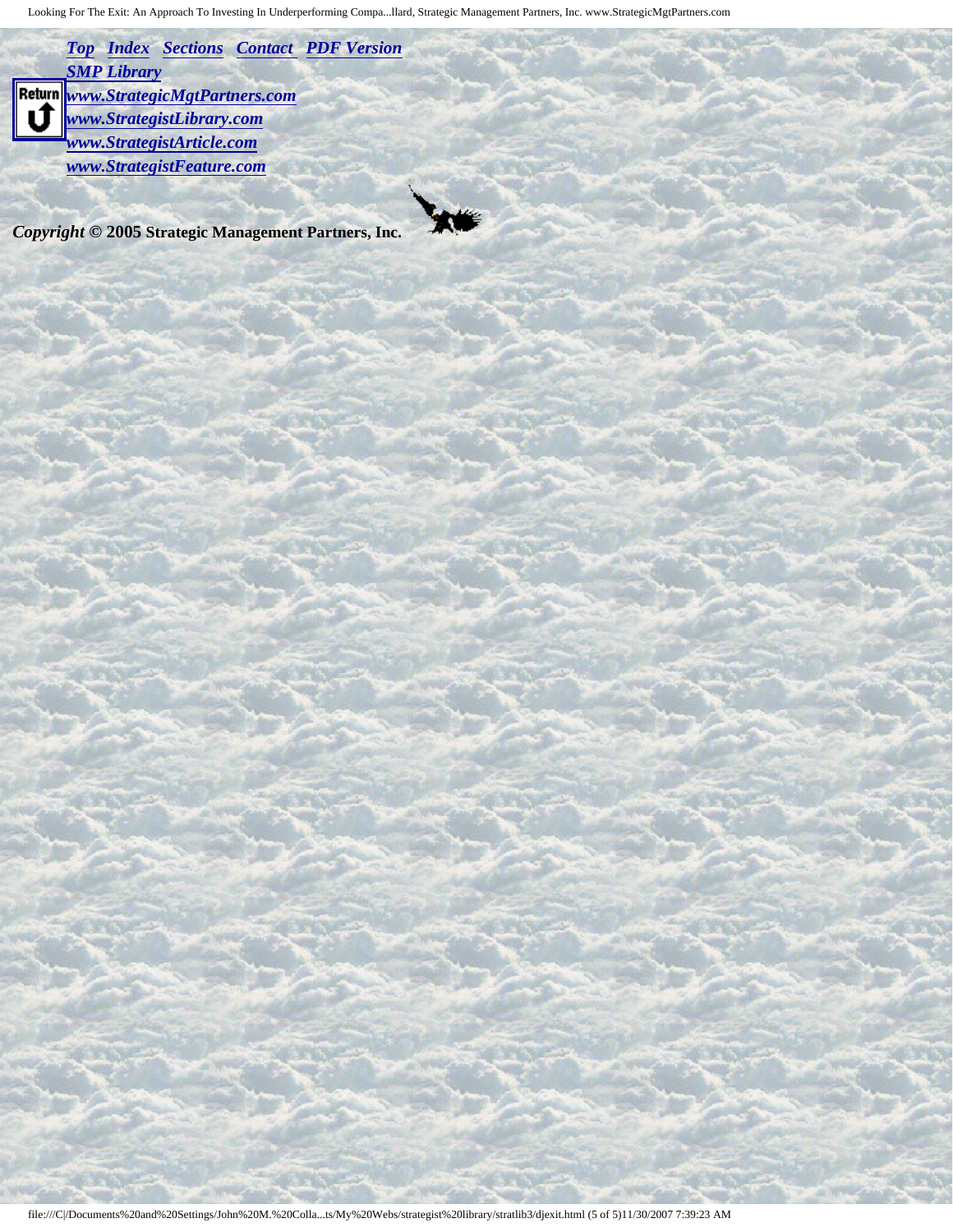*Top* *Index* *Sections* *Contact* *PDF Version*
*SMP Library*
*www.StrategicMgtPartners.com*
*www.StrategistLibrary.com*
*www.StrategistArticle.com*
*www.StrategistFeature.com*

***Copyright*** **© 2005 Strategic Management Partners, Inc.**